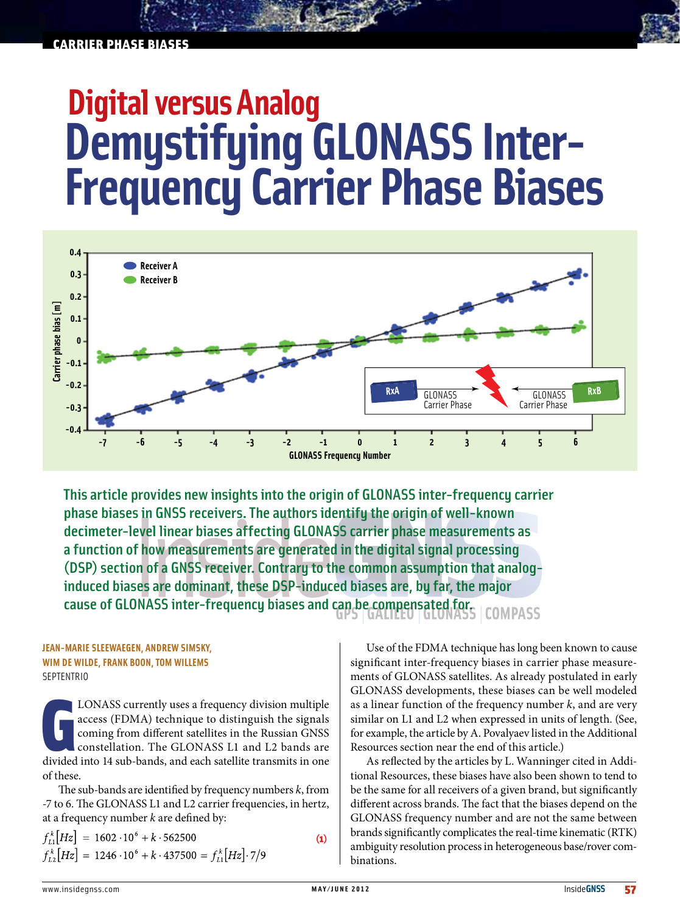# Digital versus Analog

# Demystifying GLONASS Inter-Frequency Carrier Phase Biases

**This article provides new insights into the origin of GLONASS inter-frequency carrier phase biases in GNSS receivers. The authors identify the origin of well-known decimeter-level linear biases affecting GLONASS carrier phase measurements as a function of how measurements are generated in the digital signal processing (DSP) section of a GNSS receiver. Contrary to the common assumption that analog-induced biases are dominant, these DSP-induced biases are, by far, the major cause of GLONASS inter-frequency biases and can be compensated for.**

**JEAN-MARIE SLEEWAEGEN, ANDREW SIMSKY, WIM DE WILDE, FRANK BOON, TOM WILLEMS**
SEPTENTRIO

GLONASS currently uses a frequency division multiple access (FDMA) technique to distinguish the signals coming from different satellites in the Russian GNSS constellation. The GLONASS L1 and L2 bands are divided into 14 sub-bands, and each satellite transmits in one of these.

The sub-bands are identified by frequency numbers $k$, from -7 to 6. The GLONASS L1 and L2 carrier frequencies, in hertz, at a frequency number $k$ are defined by:

$$
\begin{aligned}
f_{L1}^{k}[Hz] &= 1602 \cdot 10^{6} + k \cdot 562500 \\
f_{L2}^{k}[Hz] &= 1246 \cdot 10^{6} + k \cdot 437500 = f_{L1}^{k}[Hz] \cdot 7/9
\end{aligned}
\quad (1)
$$

Use of the FDMA technique has long been known to cause significant inter-frequency biases in carrier phase measurements of GLONASS satellites. As already postulated in early GLONASS developments, these biases can be well modeled as a linear function of the frequency number $k$, and are very similar on L1 and L2 when expressed in units of length. (See, for example, the article by A. Povalyaev listed in the Additional Resources section near the end of this article.)

As reflected by the articles by L. Wanninger cited in Additional Resources, these biases have also been shown to tend to be the same for all receivers of a given brand, but significantly different across brands. The fact that the biases depend on the GLONASS frequency number and are not the same between brands significantly complicates the real-time kinematic (RTK) ambiguity resolution process in heterogeneous base/rover combinations.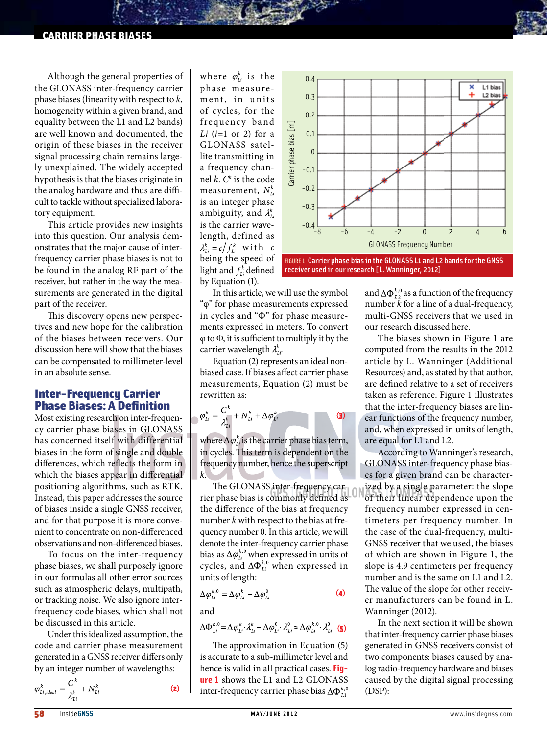Although the general properties of the GLONASS inter-frequency carrier phase biases (linearity with respect to $k$, homogeneity within a given brand, and equality between the L1 and L2 bands) are well known and documented, the origin of these biases in the receiver signal processing chain remains largely unexplained. The widely accepted hypothesis is that the biases originate in the analog hardware and thus are difficult to tackle without specialized laboratory equipment.

This article provides new insights into this question. Our analysis demonstrates that the major cause of inter-frequency carrier phase biases is not to be found in the analog RF part of the receiver, but rather in the way the measurements are generated in the digital part of the receiver.

This discovery opens new perspectives and new hope for the calibration of the biases between receivers. Our discussion here will show that the biases can be compensated to millimeter-level in an absolute sense.

## Inter-Frequency Carrier Phase Biases: A Definition

Most existing research on inter-frequency carrier phase biases in GLONASS has concerned itself with differential biases in the form of single and double differences, which reflects the form in which the biases appear in differential positioning algorithms, such as RTK. Instead, this paper addresses the source of biases inside a single GNSS receiver, and for that purpose it is more convenient to concentrate on non-differenced observations and non-differenced biases.

To focus on the inter-frequency phase biases, we shall purposely ignore in our formulas all other error sources such as atmospheric delays, multipath, or tracking noise. We also ignore inter-frequency code biases, which shall not be discussed in this article.

Under this idealized assumption, the code and carrier phase measurement generated in a GNSS receiver differs only by an integer number of wavelengths:

$$\varphi^k_{Li,ideal} = \frac{C^k}{\lambda^k_{Li}} + N^k_{Li} \quad (2)$$

where $\varphi^k_{Li}$ is the phase measurement, in units of cycles, for the frequency band $Li$ ($i$=1 or 2) for a GLONASS satellite transmitting in a frequency channel $k$. $C^k$ is the code measurement, $N^k_{Li}$ is an integer phase ambiguity, and $\lambda^k_{Li}$ is the carrier wavelength, defined as $\lambda^k_{Li} = c/f^k_{Li}$ with $c$ being the speed of light and $f^k_{Li}$ defined by Equation (1).

In this article, we will use the symbol "φ" for phase measurements expressed in cycles and "Φ" for phase measurements expressed in meters. To convert φ to Φ, it is sufficient to multiply it by the carrier wavelength $\lambda^k_{Li}$.

Equation (2) represents an ideal non-biased case. If biases affect carrier phase measurements, Equation (2) must be rewritten as:

$$\varphi^k_{Li} = \frac{C^k}{\lambda^k_{Li}} + N^k_{Li} + \Delta\varphi^k_{Li} \quad (3)$$

where $\Delta\varphi^k_{Li}$ is the carrier phase bias term, in cycles. This term is dependent on the frequency number, hence the superscript $k$.

The GLONASS inter-frequency carrier phase bias is commonly defined as the difference of the bias at frequency number $k$ with respect to the bias at frequency number 0. In this article, we will denote the inter-frequency carrier phase bias as $\Delta\varphi^{k,0}_{Li}$ when expressed in units of cycles, and $\Delta\Phi^{k,0}_{Li}$ when expressed in units of length:

$$\Delta\varphi^{k,0}_{Li} = \Delta\varphi^k_{Li} - \Delta\varphi^0_{Li} \quad (4)$$

and

$$\Delta\Phi^{k,0}_{Li} = \Delta\varphi^k_{Li} \cdot \lambda^k_{Li} - \Delta\varphi^0_{Li} \cdot \lambda^0_{Li} \approx \Delta\varphi^{k,0}_{Li} \cdot \lambda^0_{Li} \quad (5)$$

The approximation in Equation (5) is accurate to a sub-millimeter level and hence is valid in all practical cases. Figure 1 shows the L1 and L2 GLONASS inter-frequency carrier phase bias $\Delta\Phi^{k,0}_{L1}$ and $\Delta\Phi^{k,0}_{L2}$ as a function of the frequency number $k$ for a line of a dual-frequency, multi-GNSS receivers that we used in our research discussed here.

FIGURE 1 Carrier phase bias in the GLONASS L1 and L2 bands for the GNSS receiver used in our research [L. Wanninger, 2012]

The biases shown in Figure 1 are computed from the results in the 2012 article by L. Wanninger (Additional Resources) and, as stated by that author, are defined relative to a set of receivers taken as reference. Figure 1 illustrates that the inter-frequency biases are linear functions of the frequency number, and, when expressed in units of length, are equal for L1 and L2.

According to Wanninger's research, GLONASS inter-frequency phase biases for a given brand can be characterized by a single parameter: the slope of their linear dependence upon the frequency number expressed in centimeters per frequency number. In the case of the dual-frequency, multi-GNSS receiver that we used, the biases of which are shown in Figure 1, the slope is 4.9 centimeters per frequency number and is the same on L1 and L2. The value of the slope for other receiver manufacturers can be found in L. Wanninger (2012).

In the next section it will be shown that inter-frequency carrier phase biases generated in GNSS receivers consist of two components: biases caused by analog radio-frequency hardware and biases caused by the digital signal processing (DSP):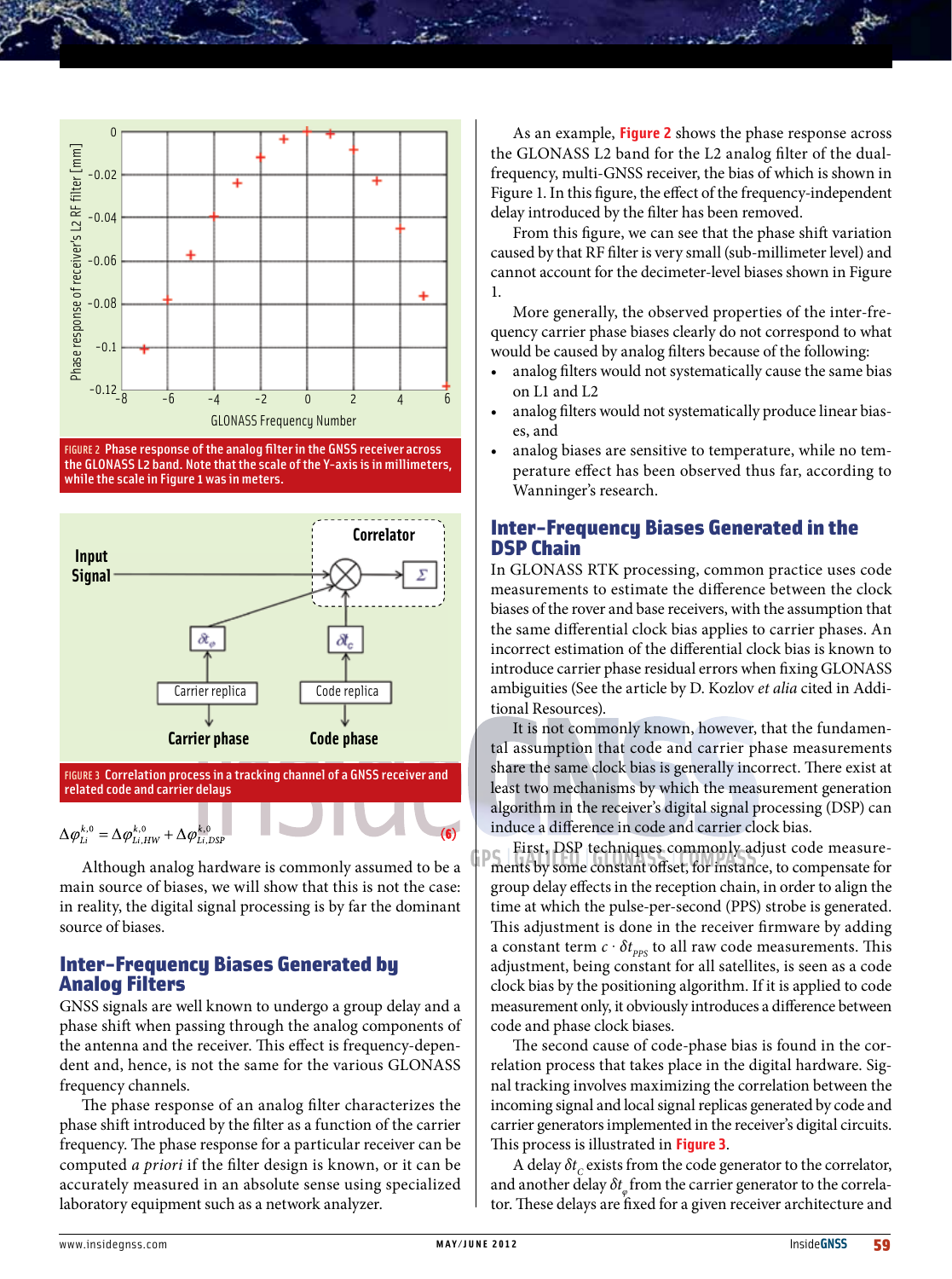FIGURE 2 Phase response of the analog filter in the GNSS receiver across the GLONASS L2 band. Note that the scale of the Y-axis is in millimeters, while the scale in Figure 1 was in meters.

FIGURE 3 Correlation process in a tracking channel of a GNSS receiver and related code and carrier delays

$$\Delta\varphi_{Li}^{k,0} = \Delta\varphi_{Li,HW}^{k,0} + \Delta\varphi_{Li,DSP}^{k,0} \quad (6)$$

Although analog hardware is commonly assumed to be a main source of biases, we will show that this is not the case: in reality, the digital signal processing is by far the dominant source of biases.

## Inter-Frequency Biases Generated by Analog Filters

GNSS signals are well known to undergo a group delay and a phase shift when passing through the analog components of the antenna and the receiver. This effect is frequency-dependent and, hence, is not the same for the various GLONASS frequency channels.

The phase response of an analog filter characterizes the phase shift introduced by the filter as a function of the carrier frequency. The phase response for a particular receiver can be computed *a priori* if the filter design is known, or it can be accurately measured in an absolute sense using specialized laboratory equipment such as a network analyzer.

As an example, **Figure 2** shows the phase response across the GLONASS L2 band for the L2 analog filter of the dual-frequency, multi-GNSS receiver, the bias of which is shown in Figure 1. In this figure, the effect of the frequency-independent delay introduced by the filter has been removed.

From this figure, we can see that the phase shift variation caused by that RF filter is very small (sub-millimeter level) and cannot account for the decimeter-level biases shown in Figure 1.

More generally, the observed properties of the inter-frequency carrier phase biases clearly do not correspond to what would be caused by analog filters because of the following:

- analog filters would not systematically cause the same bias on L1 and L2
- analog filters would not systematically produce linear biases, and
- analog biases are sensitive to temperature, while no temperature effect has been observed thus far, according to Wanninger's research.

## Inter-Frequency Biases Generated in the DSP Chain

In GLONASS RTK processing, common practice uses code measurements to estimate the difference between the clock biases of the rover and base receivers, with the assumption that the same differential clock bias applies to carrier phases. An incorrect estimation of the differential clock bias is known to introduce carrier phase residual errors when fixing GLONASS ambiguities (See the article by D. Kozlov *et alia* cited in Additional Resources).

It is not commonly known, however, that the fundamental assumption that code and carrier phase measurements share the same clock bias is generally incorrect. There exist at least two mechanisms by which the measurement generation algorithm in the receiver's digital signal processing (DSP) can induce a difference in code and carrier clock bias.

First, DSP techniques commonly adjust code measurements by some constant offset, for instance, to compensate for group delay effects in the reception chain, in order to align the time at which the pulse-per-second (PPS) strobe is generated. This adjustment is done in the receiver firmware by adding a constant term $c \cdot \delta t_{PPS}$ to all raw code measurements. This adjustment, being constant for all satellites, is seen as a code clock bias by the positioning algorithm. If it is applied to code measurement only, it obviously introduces a difference between code and phase clock biases.

The second cause of code-phase bias is found in the correlation process that takes place in the digital hardware. Signal tracking involves maximizing the correlation between the incoming signal and local signal replicas generated by code and carrier generators implemented in the receiver's digital circuits. This process is illustrated in **Figure 3**.

A delay $\delta t_c$ exists from the code generator to the correlator, and another delay $\delta t_\varphi$ from the carrier generator to the correlator. These delays are fixed for a given receiver architecture and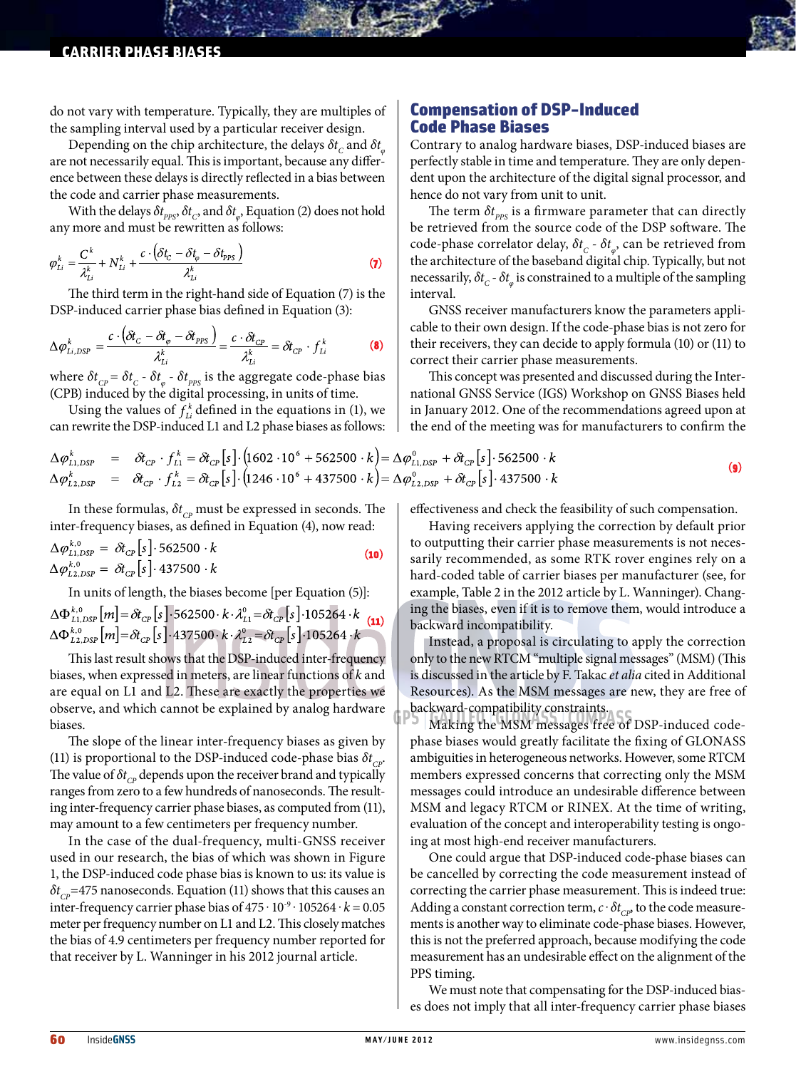do not vary with temperature. Typically, they are multiples of the sampling interval used by a particular receiver design.

Depending on the chip architecture, the delays $\delta t_C$ and $\delta t_\varphi$ are not necessarily equal. This is important, because any difference between these delays is directly reflected in a bias between the code and carrier phase measurements.

With the delays $\delta t_{PPS}$, $\delta t_C$, and $\delta t_\varphi$, Equation (2) does not hold any more and must be rewritten as follows:

$$\varphi_{Li}^k = \frac{C^k}{\lambda_{Li}^k} + N_{Li}^k + \frac{c \cdot (\delta t_C - \delta t_\varphi - \delta t_{PPS})}{\lambda_{Li}^k} \tag{7}$$

The third term in the right-hand side of Equation (7) is the DSP-induced carrier phase bias defined in Equation (3):

$$\Delta\varphi_{Li,DSP}^k = \frac{c \cdot (\delta t_C - \delta t_\varphi - \delta t_{PPS})}{\lambda_{Li}^k} = \frac{c \cdot \delta t_{CP}}{\lambda_{Li}^k} = \delta t_{CP} \cdot f_{Li}^k \tag{8}$$

where $\delta t_{CP} = \delta t_C - \delta t_\varphi - \delta t_{PPS}$ is the aggregate code-phase bias (CPB) induced by the digital processing, in units of time.

Using the values of $f_{Li}^k$ defined in the equations in (1), we can rewrite the DSP-induced L1 and L2 phase biases as follows:

$$\begin{aligned}
\Delta\varphi_{L1,DSP}^k &= \delta t_{CP} \cdot f_{L1}^k = \delta t_{CP}[s] \cdot (1602 \cdot 10^6 + 562500 \cdot k) = \Delta\varphi_{L1,DSP}^0 + \delta t_{CP}[s] \cdot 562500 \cdot k \\
\Delta\varphi_{L2,DSP}^k &= \delta t_{CP} \cdot f_{L2}^k = \delta t_{CP}[s] \cdot (1246 \cdot 10^6 + 437500 \cdot k) = \Delta\varphi_{L2,DSP}^0 + \delta t_{CP}[s] \cdot 437500 \cdot k
\end{aligned} \tag{9}$$

In these formulas, $\delta t_{CP}$ must be expressed in seconds. The inter-frequency biases, as defined in Equation (4), now read:

$$\begin{aligned}
\Delta\varphi_{L1,DSP}^{k,0} &= \delta t_{CP}[s] \cdot 562500 \cdot k \\
\Delta\varphi_{L2,DSP}^{k,0} &= \delta t_{CP}[s] \cdot 437500 \cdot k
\end{aligned} \tag{10}$$

In units of length, the biases become [per Equation (5)]:

$$\begin{aligned}
\Delta\Phi_{L1,DSP}^{k,0}[m] &= \delta t_{CP}[s] \cdot 562500 \cdot k \cdot \lambda_{L1}^0 = \delta t_{CP}[s] \cdot 105264 \cdot k \\
\Delta\Phi_{L2,DSP}^{k,0}[m] &= \delta t_{CP}[s] \cdot 437500 \cdot k \cdot \lambda_{L2}^0 = \delta t_{CP}[s] \cdot 105264 \cdot k
\end{aligned} \tag{11}$$

This last result shows that the DSP-induced inter-frequency biases, when expressed in meters, are linear functions of $k$ and are equal on L1 and L2. These are exactly the properties we observe, and which cannot be explained by analog hardware biases.

The slope of the linear inter-frequency biases as given by (11) is proportional to the DSP-induced code-phase bias $\delta t_{CP}$. The value of $\delta t_{CP}$ depends upon the receiver brand and typically ranges from zero to a few hundreds of nanoseconds. The resulting inter-frequency carrier phase biases, as computed from (11), may amount to a few centimeters per frequency number.

In the case of the dual-frequency, multi-GNSS receiver used in our research, the bias of which was shown in Figure 1, the DSP-induced code phase bias is known to us: its value is $\delta t_{CP}$=475 nanoseconds. Equation (11) shows that this causes an inter-frequency carrier phase bias of $475 \cdot 10^{-9} \cdot 105264 \cdot k = 0.05$ meter per frequency number on L1 and L2. This closely matches the bias of 4.9 centimeters per frequency number reported for that receiver by L. Wanninger in his 2012 journal article.

## Compensation of DSP-Induced Code Phase Biases

Contrary to analog hardware biases, DSP-induced biases are perfectly stable in time and temperature. They are only dependent upon the architecture of the digital signal processor, and hence do not vary from unit to unit.

The term $\delta t_{PPS}$ is a firmware parameter that can directly be retrieved from the source code of the DSP software. The code-phase correlator delay, $\delta t_C - \delta t_\varphi$, can be retrieved from the architecture of the baseband digital chip. Typically, but not necessarily, $\delta t_C - \delta t_\varphi$ is constrained to a multiple of the sampling interval.

GNSS receiver manufacturers know the parameters applicable to their own design. If the code-phase bias is not zero for their receivers, they can decide to apply formula (10) or (11) to correct their carrier phase measurements.

This concept was presented and discussed during the International GNSS Service (IGS) Workshop on GNSS Biases held in January 2012. One of the recommendations agreed upon at the end of the meeting was for manufacturers to confirm the effectiveness and check the feasibility of such compensation.

Having receivers applying the correction by default prior to outputting their carrier phase measurements is not necessarily recommended, as some RTK rover engines rely on a hard-coded table of carrier biases per manufacturer (see, for example, Table 2 in the 2012 article by L. Wanninger). Changing the biases, even if it is to remove them, would introduce a backward incompatibility.

Instead, a proposal is circulating to apply the correction only to the new RTCM "multiple signal messages" (MSM) (This is discussed in the article by F. Takac *et alia* cited in Additional Resources). As the MSM messages are new, they are free of backward-compatibility constraints.

Making the MSM messages free of DSP-induced code-phase biases would greatly facilitate the fixing of GLONASS ambiguities in heterogeneous networks. However, some RTCM members expressed concerns that correcting only the MSM messages could introduce an undesirable difference between MSM and legacy RTCM or RINEX. At the time of writing, evaluation of the concept and interoperability testing is ongoing at most high-end receiver manufacturers.

One could argue that DSP-induced code-phase biases can be cancelled by correcting the code measurement instead of correcting the carrier phase measurement. This is indeed true: Adding a constant correction term, $c \cdot \delta t_{CP}$, to the code measurements is another way to eliminate code-phase biases. However, this is not the preferred approach, because modifying the code measurement has an undesirable effect on the alignment of the PPS timing.

We must note that compensating for the DSP-induced biases does not imply that all inter-frequency carrier phase biases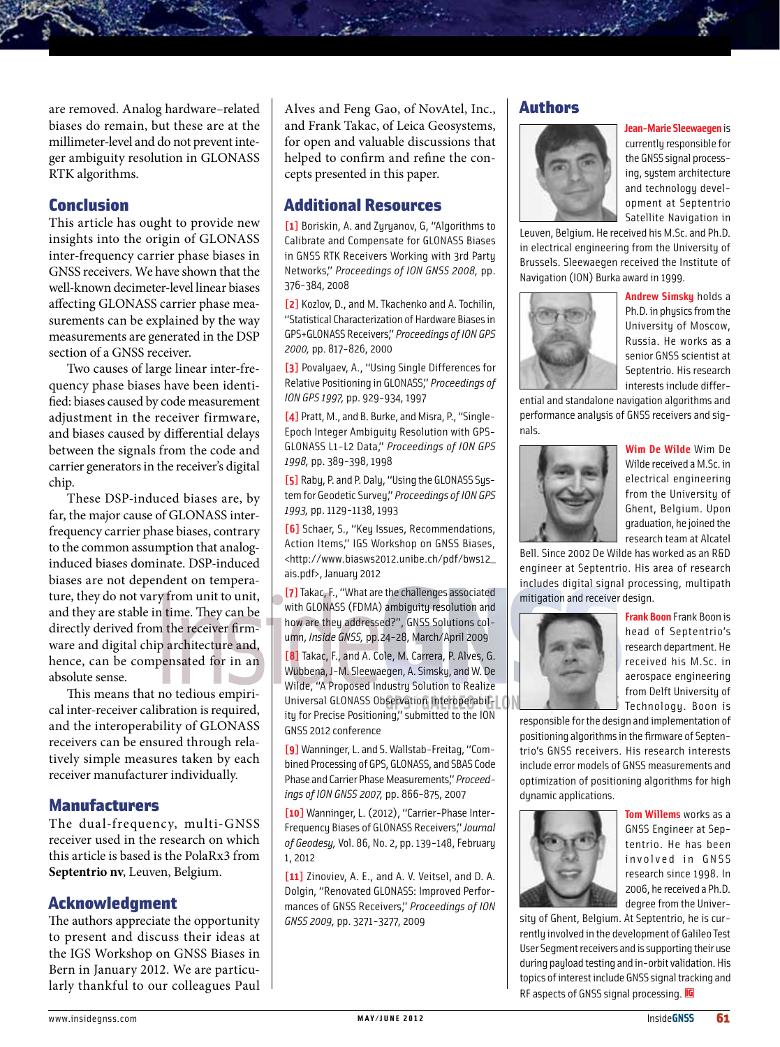are removed. Analog hardware–related biases do remain, but these are at the millimeter-level and do not prevent integer ambiguity resolution in GLONASS RTK algorithms.

## Conclusion

This article has ought to provide new insights into the origin of GLONASS inter-frequency carrier phase biases in GNSS receivers. We have shown that the well-known decimeter-level linear biases affecting GLONASS carrier phase measurements can be explained by the way measurements are generated in the DSP section of a GNSS receiver.

Two causes of large linear inter-frequency phase biases have been identified: biases caused by code measurement adjustment in the receiver firmware, and biases caused by differential delays between the signals from the code and carrier generators in the receiver's digital chip.

These DSP-induced biases are, by far, the major cause of GLONASS inter-frequency carrier phase biases, contrary to the common assumption that analog-induced biases dominate. DSP-induced biases are not dependent on temperature, they do not vary from unit to unit, and they are stable in time. They can be directly derived from the receiver firmware and digital chip architecture and, hence, can be compensated for in an absolute sense.

This means that no tedious empirical inter-receiver calibration is required, and the interoperability of GLONASS receivers can be ensured through relatively simple measures taken by each receiver manufacturer individually.

## Manufacturers

The dual-frequency, multi-GNSS receiver used in the research on which this article is based is the PolaRx3 from **Septentrio nv**, Leuven, Belgium.

## Acknowledgment

The authors appreciate the opportunity to present and discuss their ideas at the IGS Workshop on GNSS Biases in Bern in January 2012. We are particularly thankful to our colleagues Paul Alves and Feng Gao, of NovAtel, Inc., and Frank Takac, of Leica Geosystems, for open and valuable discussions that helped to confirm and refine the concepts presented in this paper.

## Additional Resources

[1] Boriskin, A. and Zyryanov, G, "Algorithms to Calibrate and Compensate for GLONASS Biases in GNSS RTK Receivers Working with 3rd Party Networks," *Proceedings of ION GNSS 2008,* pp. 376-384, 2008

[2] Kozlov, D., and M. Tkachenko and A. Tochilin, "Statistical Characterization of Hardware Biases in GPS+GLONASS Receivers," *Proceedings of ION GPS 2000,* pp. 817-826, 2000

[3] Povalyaev, A., "Using Single Differences for Relative Positioning in GLONASS," *Proceedings of ION GPS 1997,* pp. 929-934, 1997

[4] Pratt, M., and B. Burke, and Misra, P., "Single-Epoch Integer Ambiguity Resolution with GPS-GLONASS L1-L2 Data," *Proceedings of ION GPS 1998,* pp. 389-398, 1998

[5] Raby, P. and P. Daly, "Using the GLONASS System for Geodetic Survey," *Proceedings of ION GPS 1993,* pp. 1129-1138, 1993

[6] Schaer, S., "Key Issues, Recommendations, Action Items," IGS Workshop on GNSS Biases, <http://www.biasws2012.unibe.ch/pdf/bws12_ais.pdf>, January 2012

[7] Takac, F., "What are the challenges associated with GLONASS (FDMA) ambiguity resolution and how are they addressed?", GNSS Solutions column, *Inside GNSS,* pp.24-28, March/April 2009

[8] Takac, F., and A. Cole, M. Carrera, P. Alves, G. Wübbena, J-M. Sleewaegen, A. Simsky, and W. De Wilde, "A Proposed Industry Solution to Realize Universal GLONASS Observation Interoperability for Precise Positioning," submitted to the ION GNSS 2012 conference

[9] Wanninger, L. and S. Wallstab-Freitag, "Combined Processing of GPS, GLONASS, and SBAS Code Phase and Carrier Phase Measurements," *Proceedings of ION GNSS 2007,* pp. 866-875, 2007

[10] Wanninger, L. (2012), "Carrier-Phase Inter-Frequency Biases of GLONASS Receivers," *Journal of Geodesy,* Vol. 86, No. 2, pp. 139-148, February 1, 2012

[11] Zinoviev, A. E., and A. V. Veitsel, and D. A. Dolgin, "Renovated GLONASS: Improved Performances of GNSS Receivers," *Proceedings of ION GNSS 2009,* pp. 3271-3277, 2009

## Authors

**Jean-Marie Sleewaegen** is currently responsible for the GNSS signal processing, system architecture and technology development at Septentrio Satellite Navigation in Leuven, Belgium. He received his M.Sc. and Ph.D. in electrical engineering from the University of Brussels. Sleewaegen received the Institute of Navigation (ION) Burka award in 1999.

**Andrew Simsky** holds a Ph.D. in physics from the University of Moscow, Russia. He works as a senior GNSS scientist at Septentrio. His research interests include differential and standalone navigation algorithms and performance analysis of GNSS receivers and signals.

**Wim De Wilde** Wim De Wilde received a M.Sc. in electrical engineering from the University of Ghent, Belgium. Upon graduation, he joined the research team at Alcatel Bell. Since 2002 De Wilde has worked as an R&D engineer at Septentrio. His area of research includes digital signal processing, multipath mitigation and receiver design.

**Frank Boon** Frank Boon is head of Septentrio's research department. He received his M.Sc. in aerospace engineering from Delft University of Technology. Boon is responsible for the design and implementation of positioning algorithms in the firmware of Septentrio's GNSS receivers. His research interests include error models of GNSS measurements and optimization of positioning algorithms for high dynamic applications.

**Tom Willems** works as a GNSS Engineer at Septentrio. He has been involved in GNSS research since 1998. In 2006, he received a Ph.D. degree from the University of Ghent, Belgium. At Septentrio, he is currently involved in the development of Galileo Test User Segment receivers and is supporting their use during payload testing and in-orbit validation. His topics of interest include GNSS signal tracking and RF aspects of GNSS signal processing.